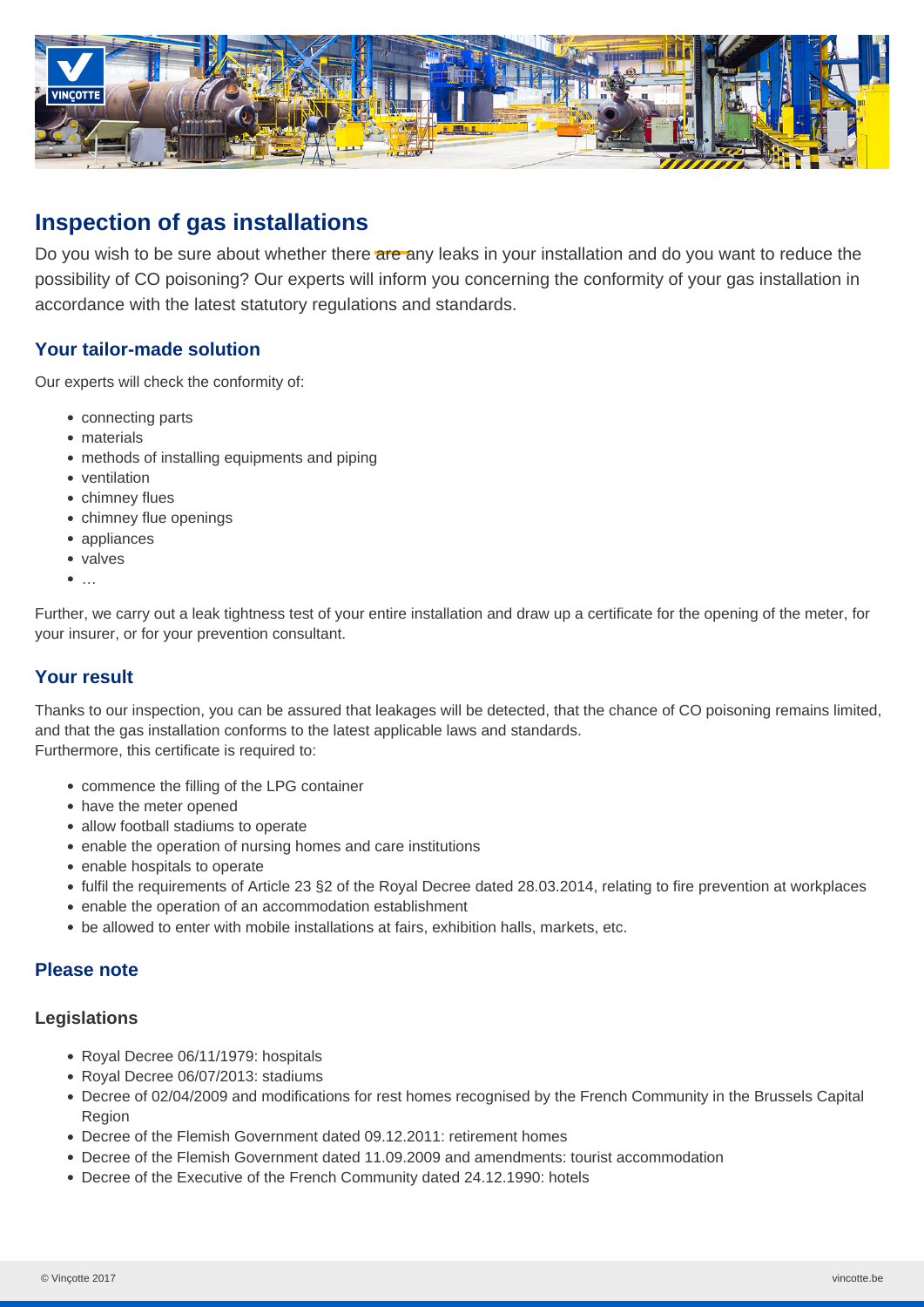# Inspection of gas installations

Do you wish to be sure about whether there ~~are~~ any leaks in your installation and do you want to reduce the possibility of CO poisoning? Our experts will inform you concerning the conformity of your gas installation in accordance with the latest statutory regulations and standards.

## Your tailor-made solution

Our experts will check the conformity of:

- connecting parts
- materials
- methods of installing equipments and piping
- ventilation
- chimney flues
- chimney flue openings
- appliances
- valves
- …

Further, we carry out a leak tightness test of your entire installation and draw up a certificate for the opening of the meter, for your insurer, or for your prevention consultant.

## Your result

Thanks to our inspection, you can be assured that leakages will be detected, that the chance of CO poisoning remains limited, and that the gas installation conforms to the latest applicable laws and standards.
Furthermore, this certificate is required to:

- commence the filling of the LPG container
- have the meter opened
- allow football stadiums to operate
- enable the operation of nursing homes and care institutions
- enable hospitals to operate
- fulfil the requirements of Article 23 §2 of the Royal Decree dated 28.03.2014, relating to fire prevention at workplaces
- enable the operation of an accommodation establishment
- be allowed to enter with mobile installations at fairs, exhibition halls, markets, etc.

## Please note

### Legislations

- Royal Decree 06/11/1979: hospitals
- Royal Decree 06/07/2013: stadiums
- Decree of 02/04/2009 and modifications for rest homes recognised by the French Community in the Brussels Capital Region
- Decree of the Flemish Government dated 09.12.2011: retirement homes
- Decree of the Flemish Government dated 11.09.2009 and amendments: tourist accommodation
- Decree of the Executive of the French Community dated 24.12.1990: hotels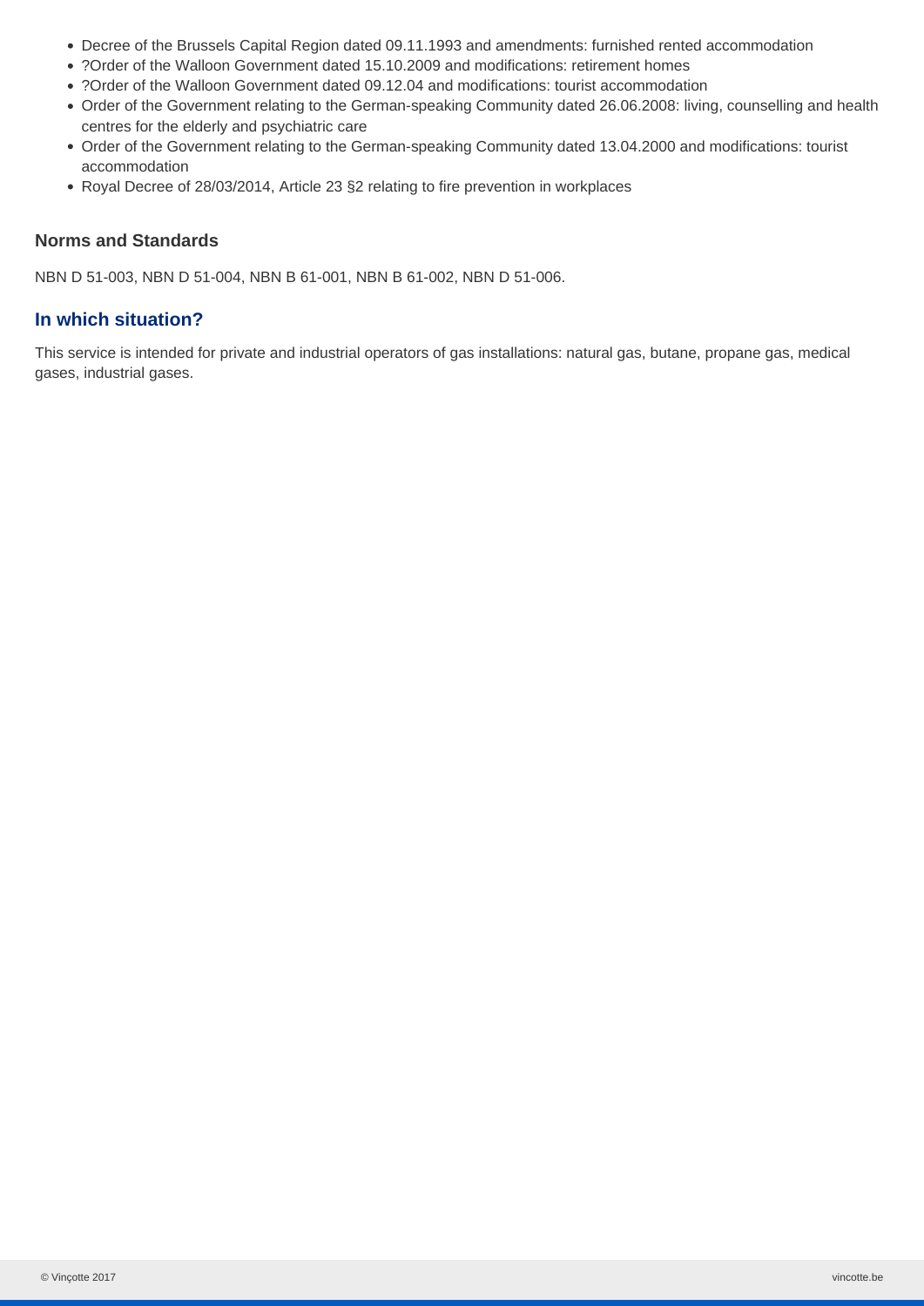- Decree of the Brussels Capital Region dated 09.11.1993 and amendments: furnished rented accommodation
- ?Order of the Walloon Government dated 15.10.2009 and modifications: retirement homes
- ?Order of the Walloon Government dated 09.12.04 and modifications: tourist accommodation
- Order of the Government relating to the German-speaking Community dated 26.06.2008: living, counselling and health centres for the elderly and psychiatric care
- Order of the Government relating to the German-speaking Community dated 13.04.2000 and modifications: tourist accommodation
- Royal Decree of 28/03/2014, Article 23 §2 relating to fire prevention in workplaces

### Norms and Standards

NBN D 51-003, NBN D 51-004, NBN B 61-001, NBN B 61-002, NBN D 51-006.

## In which situation?

This service is intended for private and industrial operators of gas installations: natural gas, butane, propane gas, medical gases, industrial gases.